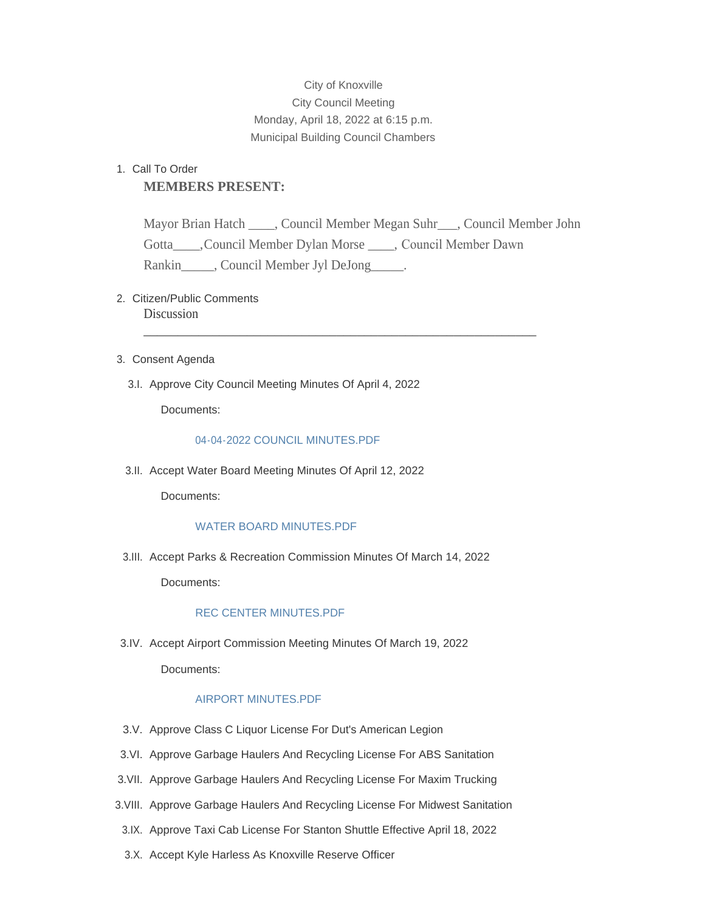City of Knoxville
City Council Meeting
Monday, April 18, 2022 at 6:15 p.m.
Municipal Building Council Chambers

1. Call To Order

   **MEMBERS PRESENT:**

   Mayor Brian Hatch ____, Council Member Megan Suhr___, Council Member John Gotta____,Council Member Dylan Morse ____, Council Member Dawn Rankin_____, Council Member Jyl DeJong_____.

2. Citizen/Public Comments

   Discussion

   ________________________________________________________________

3. Consent Agenda

   3.I. Approve City Council Meeting Minutes Of April 4, 2022

   Documents:

   04-04-2022 COUNCIL MINUTES.PDF

   3.II. Accept Water Board Meeting Minutes Of April 12, 2022

   Documents:

   WATER BOARD MINUTES.PDF

   3.III. Accept Parks & Recreation Commission Minutes Of March 14, 2022

   Documents:

   REC CENTER MINUTES.PDF

   3.IV. Accept Airport Commission Meeting Minutes Of March 19, 2022

   Documents:

   AIRPORT MINUTES.PDF

   3.V. Approve Class C Liquor License For Dut's American Legion

   3.VI. Approve Garbage Haulers And Recycling License For ABS Sanitation

   3.VII. Approve Garbage Haulers And Recycling License For Maxim Trucking

   3.VIII. Approve Garbage Haulers And Recycling License For Midwest Sanitation

   3.IX. Approve Taxi Cab License For Stanton Shuttle Effective April 18, 2022

   3.X. Accept Kyle Harless As Knoxville Reserve Officer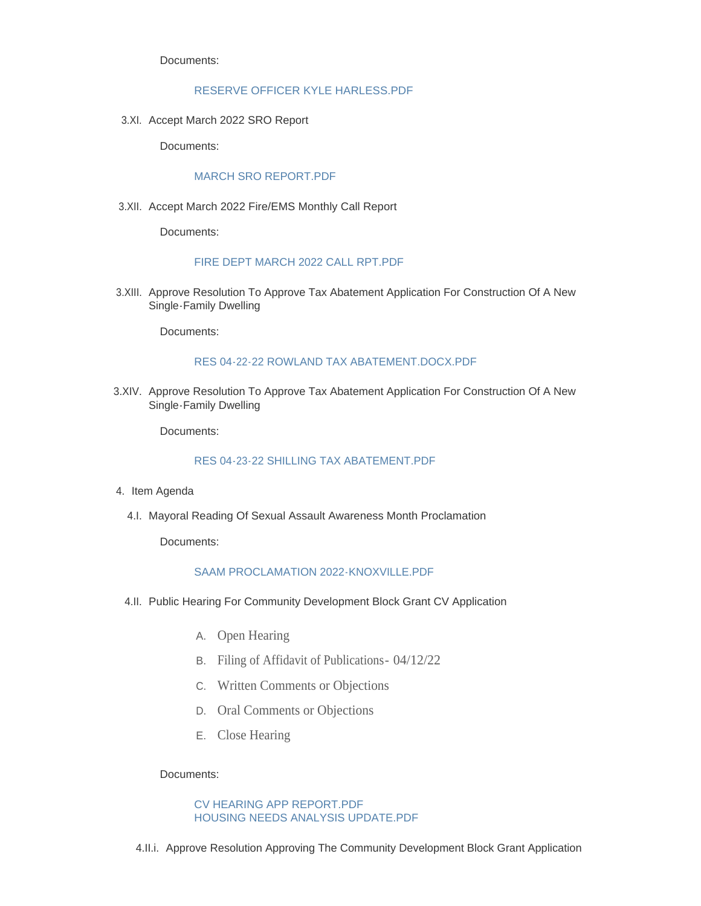Documents:

RESERVE OFFICER KYLE HARLESS.PDF

3.XI. Accept March 2022 SRO Report

Documents:

MARCH SRO REPORT.PDF

3.XII. Accept March 2022 Fire/EMS Monthly Call Report

Documents:

FIRE DEPT MARCH 2022 CALL RPT.PDF

3.XIII. Approve Resolution To Approve Tax Abatement Application For Construction Of A New Single-Family Dwelling

Documents:

RES 04-22-22 ROWLAND TAX ABATEMENT.DOCX.PDF

3.XIV. Approve Resolution To Approve Tax Abatement Application For Construction Of A New Single-Family Dwelling

Documents:

RES 04-23-22 SHILLING TAX ABATEMENT.PDF

4. Item Agenda

4.I. Mayoral Reading Of Sexual Assault Awareness Month Proclamation

Documents:

SAAM PROCLAMATION 2022-KNOXVILLE.PDF

4.II. Public Hearing For Community Development Block Grant CV Application

A. Open Hearing
B. Filing of Affidavit of Publications- 04/12/22
C. Written Comments or Objections
D. Oral Comments or Objections
E. Close Hearing

Documents:

CV HEARING APP REPORT.PDF
HOUSING NEEDS ANALYSIS UPDATE.PDF

4.II.i. Approve Resolution Approving The Community Development Block Grant Application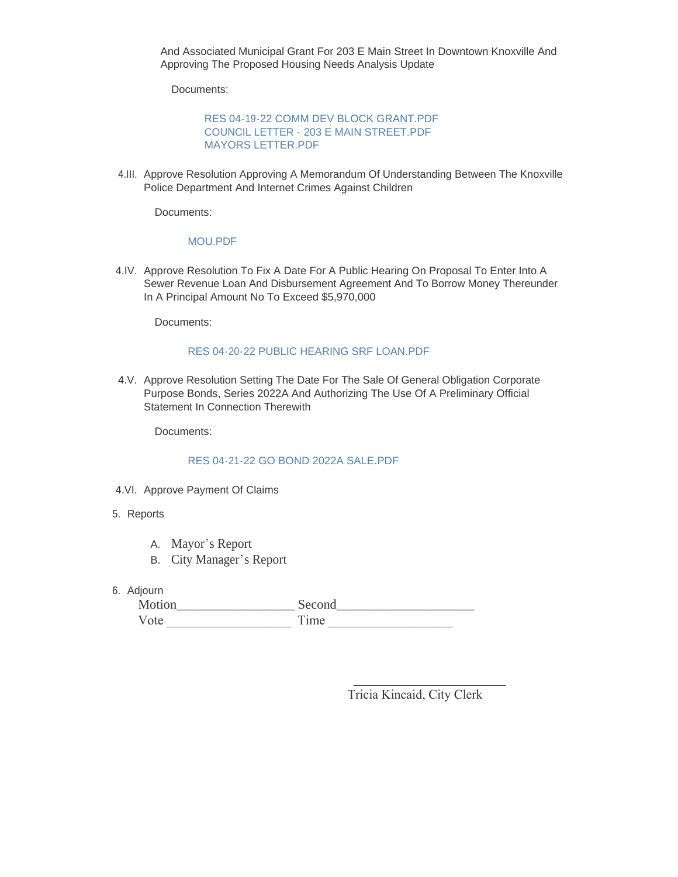And Associated Municipal Grant For 203 E Main Street In Downtown Knoxville And Approving The Proposed Housing Needs Analysis Update

Documents:

RES 04-19-22 COMM DEV BLOCK GRANT.PDF
COUNCIL LETTER - 203 E MAIN STREET.PDF
MAYORS LETTER.PDF

4.III. Approve Resolution Approving A Memorandum Of Understanding Between The Knoxville Police Department And Internet Crimes Against Children

Documents:

MOU.PDF

4.IV. Approve Resolution To Fix A Date For A Public Hearing On Proposal To Enter Into A Sewer Revenue Loan And Disbursement Agreement And To Borrow Money Thereunder In A Principal Amount No To Exceed $5,970,000

Documents:

RES 04-20-22 PUBLIC HEARING SRF LOAN.PDF

4.V. Approve Resolution Setting The Date For The Sale Of General Obligation Corporate Purpose Bonds, Series 2022A And Authorizing The Use Of A Preliminary Official Statement In Connection Therewith

Documents:

RES 04-21-22 GO BOND 2022A SALE.PDF

4.VI. Approve Payment Of Claims

5. Reports

A. Mayor's Report
B. City Manager's Report

6. Adjourn

Motion__________________ Second____________________
Vote __________________ Time __________________

______________________
Tricia Kincaid, City Clerk